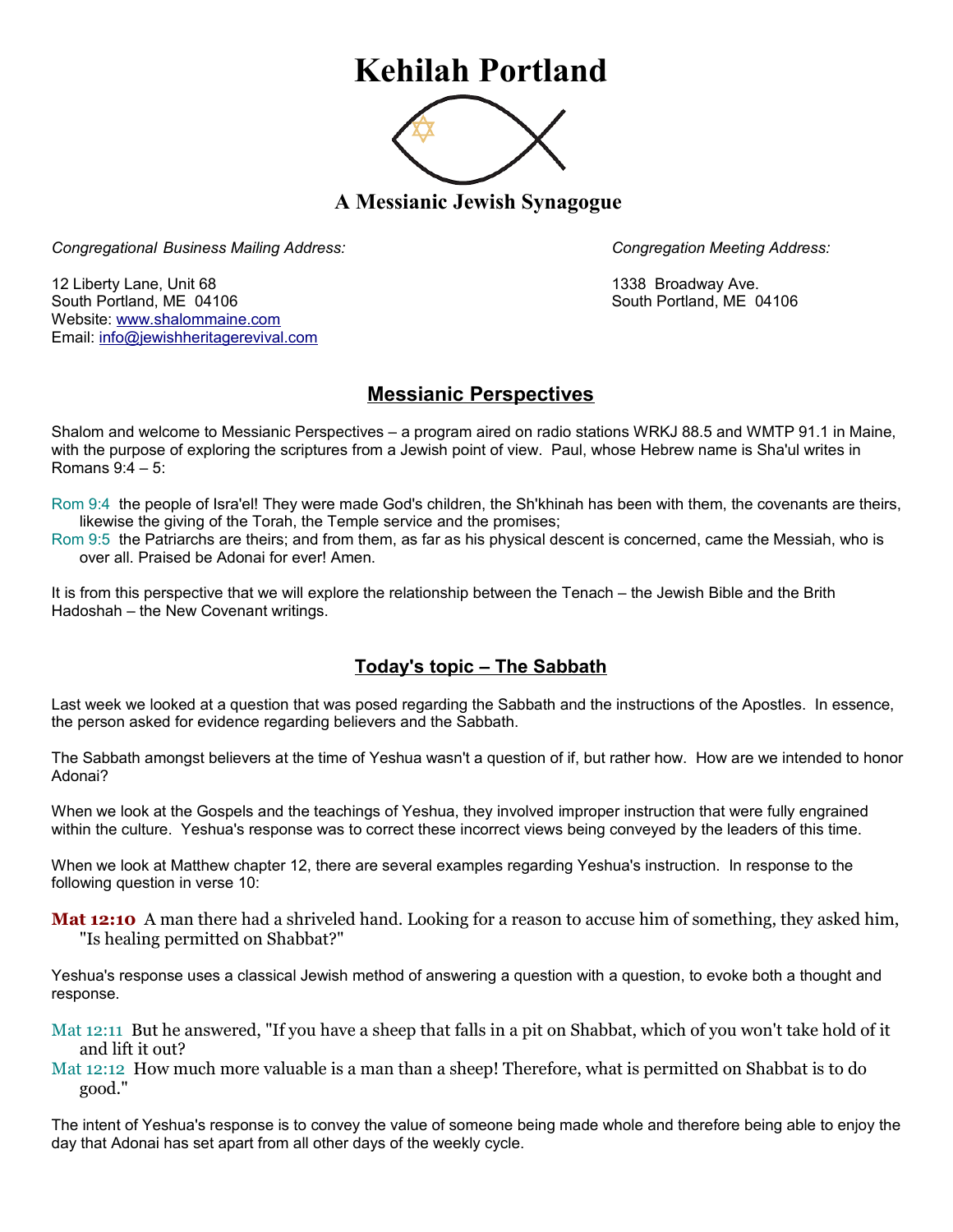# Kehilah Portland

### A Messianic Jewish Synagogue

*Congregational Business Mailing Address:*

12 Liberty Lane, Unit 68
South Portland, ME 04106
Website: www.shalommaine.com
Email: info@jewishheritagerevival.com

*Congregation Meeting Address:*

1338 Broadway Ave.
South Portland, ME 04106

## Messianic Perspectives

Shalom and welcome to Messianic Perspectives – a program aired on radio stations WRKJ 88.5 and WMTP 91.1 in Maine, with the purpose of exploring the scriptures from a Jewish point of view. Paul, whose Hebrew name is Sha'ul writes in Romans 9:4 – 5:

Rom 9:4 the people of Isra'el! They were made God's children, the Sh'khinah has been with them, the covenants are theirs, likewise the giving of the Torah, the Temple service and the promises;
Rom 9:5 the Patriarchs are theirs; and from them, as far as his physical descent is concerned, came the Messiah, who is over all. Praised be Adonai for ever! Amen.

It is from this perspective that we will explore the relationship between the Tenach – the Jewish Bible and the Brith Hadoshah – the New Covenant writings.

## Today's topic – The Sabbath

Last week we looked at a question that was posed regarding the Sabbath and the instructions of the Apostles. In essence, the person asked for evidence regarding believers and the Sabbath.

The Sabbath amongst believers at the time of Yeshua wasn't a question of if, but rather how. How are we intended to honor Adonai?

When we look at the Gospels and the teachings of Yeshua, they involved improper instruction that were fully engrained within the culture. Yeshua's response was to correct these incorrect views being conveyed by the leaders of this time.

When we look at Matthew chapter 12, there are several examples regarding Yeshua's instruction. In response to the following question in verse 10:

**Mat 12:10** A man there had a shriveled hand. Looking for a reason to accuse him of something, they asked him, "Is healing permitted on Shabbat?"

Yeshua's response uses a classical Jewish method of answering a question with a question, to evoke both a thought and response.

Mat 12:11 But he answered, "If you have a sheep that falls in a pit on Shabbat, which of you won't take hold of it and lift it out?
Mat 12:12 How much more valuable is a man than a sheep! Therefore, what is permitted on Shabbat is to do good."

The intent of Yeshua's response is to convey the value of someone being made whole and therefore being able to enjoy the day that Adonai has set apart from all other days of the weekly cycle.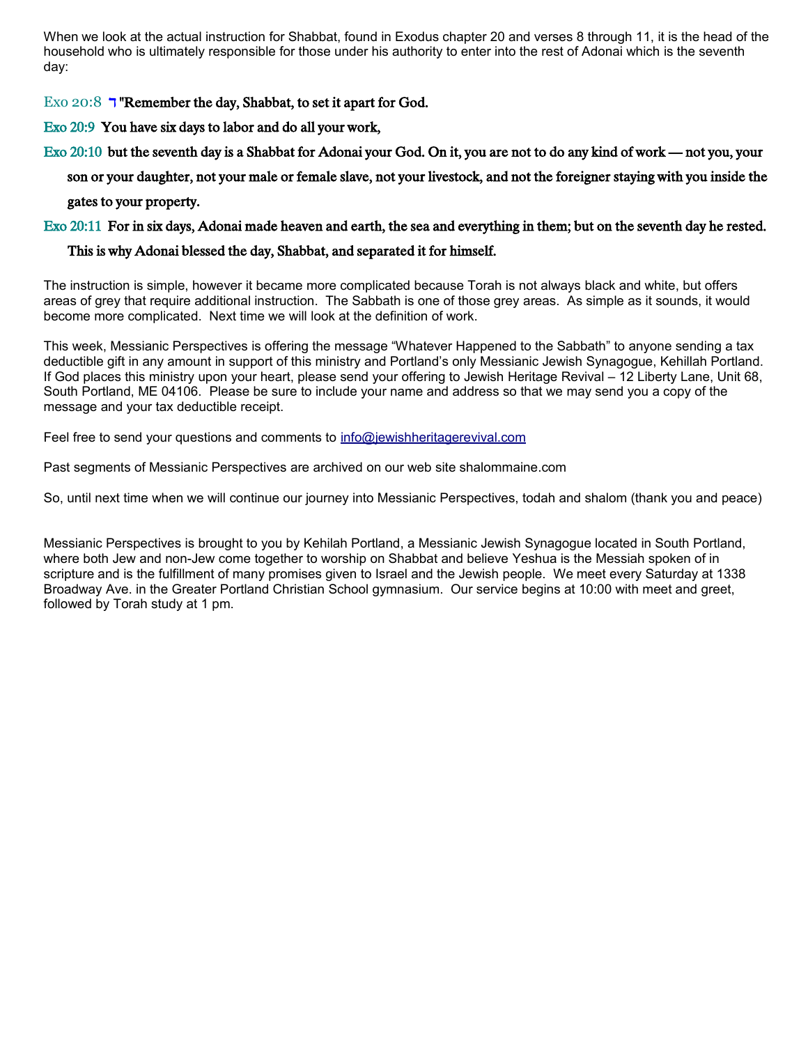When we look at the actual instruction for Shabbat, found in Exodus chapter 20 and verses 8 through 11, it is the head of the household who is ultimately responsible for those under his authority to enter into the rest of Adonai which is the seventh day:

Exo 20:8 ד "**Remember the day, Shabbat, to set it apart for God.**

Exo 20:9 **You have six days to labor and do all your work,**

Exo 20:10 **but the seventh day is a Shabbat for Adonai your God. On it, you are not to do any kind of work — not you, your son or your daughter, not your male or female slave, not your livestock, and not the foreigner staying with you inside the gates to your property.**

Exo 20:11 **For in six days, Adonai made heaven and earth, the sea and everything in them; but on the seventh day he rested. This is why Adonai blessed the day, Shabbat, and separated it for himself.**

The instruction is simple, however it became more complicated because Torah is not always black and white, but offers areas of grey that require additional instruction. The Sabbath is one of those grey areas. As simple as it sounds, it would become more complicated. Next time we will look at the definition of work.

This week, Messianic Perspectives is offering the message "Whatever Happened to the Sabbath" to anyone sending a tax deductible gift in any amount in support of this ministry and Portland's only Messianic Jewish Synagogue, Kehillah Portland. If God places this ministry upon your heart, please send your offering to Jewish Heritage Revival – 12 Liberty Lane, Unit 68, South Portland, ME 04106. Please be sure to include your name and address so that we may send you a copy of the message and your tax deductible receipt.

Feel free to send your questions and comments to info@jewishheritagerevival.com

Past segments of Messianic Perspectives are archived on our web site shalommaine.com

So, until next time when we will continue our journey into Messianic Perspectives, todah and shalom (thank you and peace)

Messianic Perspectives is brought to you by Kehilah Portland, a Messianic Jewish Synagogue located in South Portland, where both Jew and non-Jew come together to worship on Shabbat and believe Yeshua is the Messiah spoken of in scripture and is the fulfillment of many promises given to Israel and the Jewish people. We meet every Saturday at 1338 Broadway Ave. in the Greater Portland Christian School gymnasium. Our service begins at 10:00 with meet and greet, followed by Torah study at 1 pm.